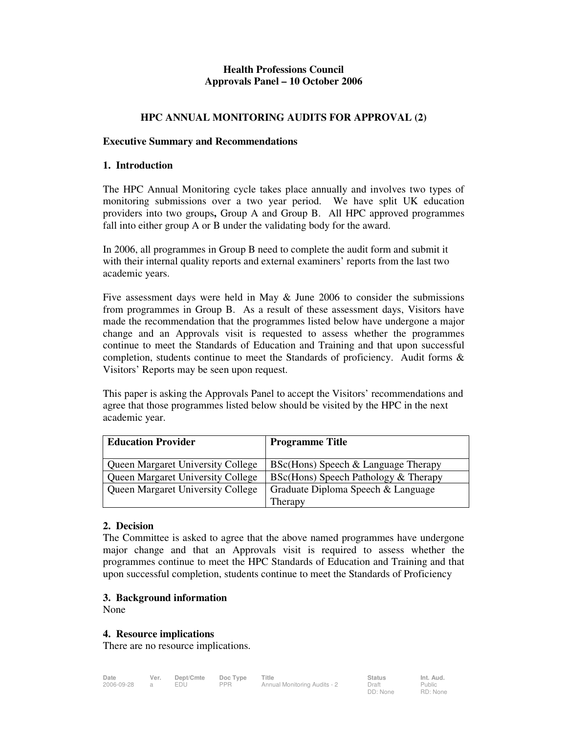**Health Professions Council**
**Approvals Panel – 10 October 2006**

# HPC ANNUAL MONITORING AUDITS FOR APPROVAL (2)

## Executive Summary and Recommendations

### 1. Introduction

The HPC Annual Monitoring cycle takes place annually and involves two types of monitoring submissions over a two year period. We have split UK education providers into two groups**,** Group A and Group B. All HPC approved programmes fall into either group A or B under the validating body for the award.

In 2006, all programmes in Group B need to complete the audit form and submit it with their internal quality reports and external examiners' reports from the last two academic years.

Five assessment days were held in May & June 2006 to consider the submissions from programmes in Group B. As a result of these assessment days, Visitors have made the recommendation that the programmes listed below have undergone a major change and an Approvals visit is requested to assess whether the programmes continue to meet the Standards of Education and Training and that upon successful completion, students continue to meet the Standards of proficiency. Audit forms & Visitors' Reports may be seen upon request.

This paper is asking the Approvals Panel to accept the Visitors' recommendations and agree that those programmes listed below should be visited by the HPC in the next academic year.

| Education Provider | Programme Title |
|---|---|
| Queen Margaret University College | BSc(Hons) Speech & Language Therapy |
| Queen Margaret University College | BSc(Hons) Speech Pathology & Therapy |
| Queen Margaret University College | Graduate Diploma Speech & Language Therapy |

### 2. Decision

The Committee is asked to agree that the above named programmes have undergone major change and that an Approvals visit is required to assess whether the programmes continue to meet the HPC Standards of Education and Training and that upon successful completion, students continue to meet the Standards of Proficiency

### 3. Background information

None

### 4. Resource implications

There are no resource implications.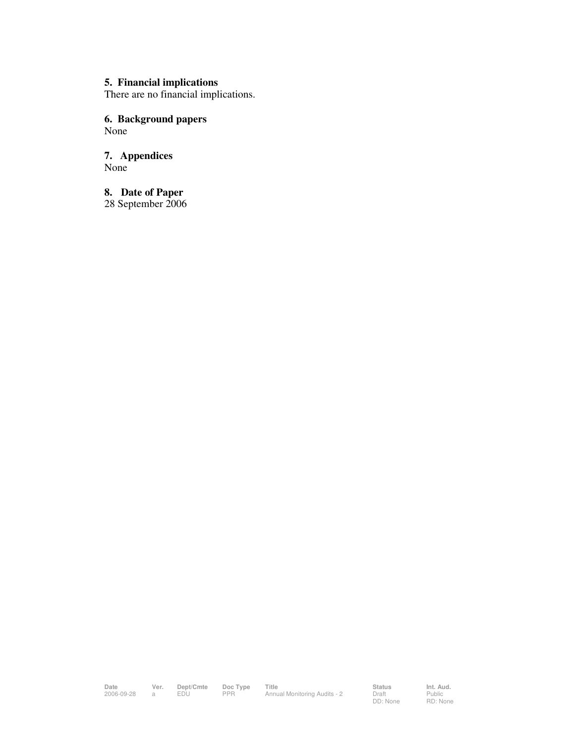## 5. Financial implications

There are no financial implications.

## 6. Background papers

None

## 7. Appendices

None

## 8. Date of Paper

28 September 2006